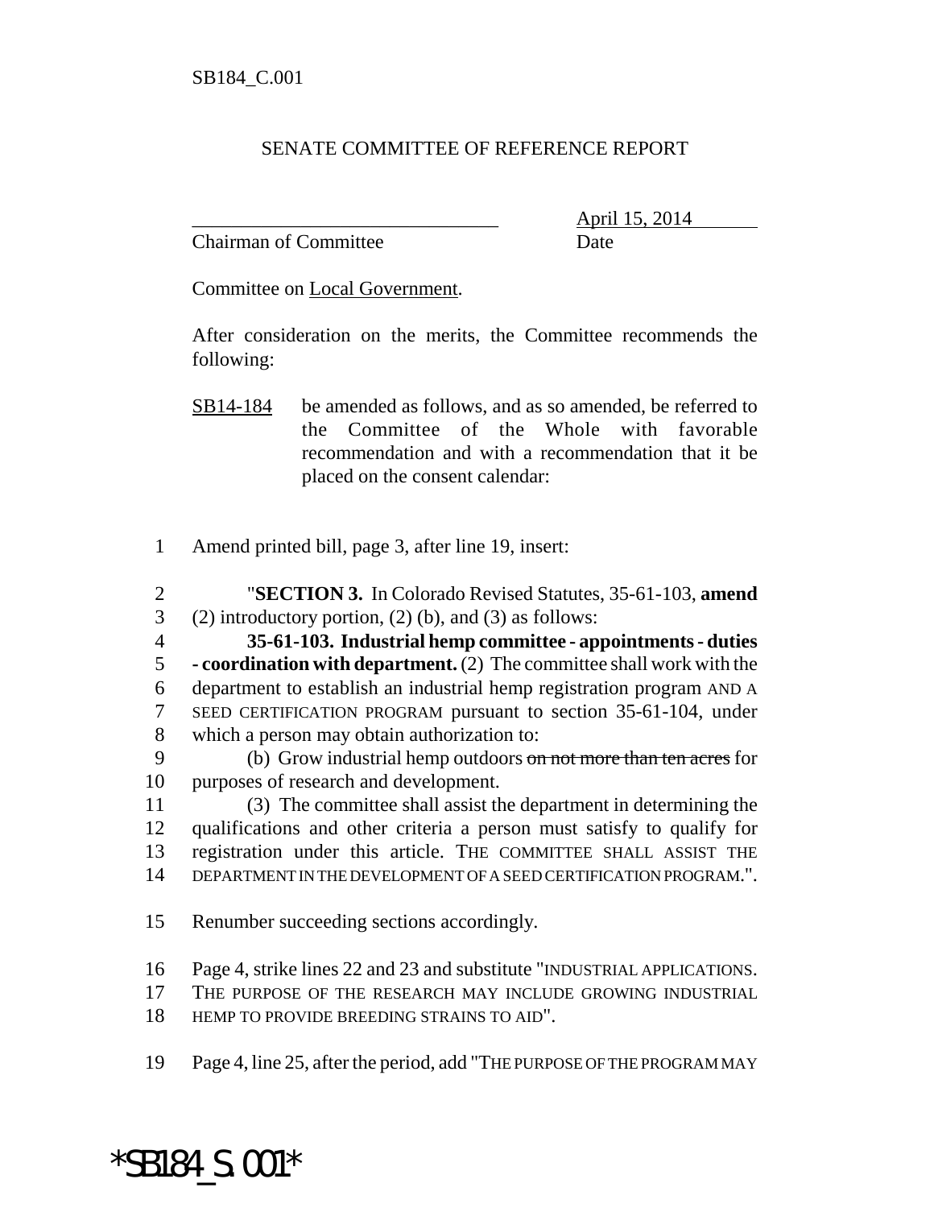SB184_C.001

SENATE COMMITTEE OF REFERENCE REPORT

_______________________________ April 15, 2014
Chairman of Committee Date

Committee on Local Government.

After consideration on the merits, the Committee recommends the following:

SB14-184 be amended as follows, and as so amended, be referred to the Committee of the Whole with favorable recommendation and with a recommendation that it be placed on the consent calendar:

1 Amend printed bill, page 3, after line 19, insert:

2 "**SECTION 3.** In Colorado Revised Statutes, 35-61-103, **amend**
3 (2) introductory portion, (2) (b), and (3) as follows:
4 **35-61-103. Industrial hemp committee - appointments - duties**
5 **- coordination with department.** (2) The committee shall work with the
6 department to establish an industrial hemp registration program AND A
7 SEED CERTIFICATION PROGRAM pursuant to section 35-61-104, under
8 which a person may obtain authorization to:
9 (b) Grow industrial hemp outdoors ~~on not more than ten acres~~ for
10 purposes of research and development.
11 (3) The committee shall assist the department in determining the
12 qualifications and other criteria a person must satisfy to qualify for
13 registration under this article. THE COMMITTEE SHALL ASSIST THE
14 DEPARTMENT IN THE DEVELOPMENT OF A SEED CERTIFICATION PROGRAM.".

15 Renumber succeeding sections accordingly.

16 Page 4, strike lines 22 and 23 and substitute "INDUSTRIAL APPLICATIONS.
17 THE PURPOSE OF THE RESEARCH MAY INCLUDE GROWING INDUSTRIAL
18 HEMP TO PROVIDE BREEDING STRAINS TO AID".

19 Page 4, line 25, after the period, add "THE PURPOSE OF THE PROGRAM MAY

*SB184_S.001*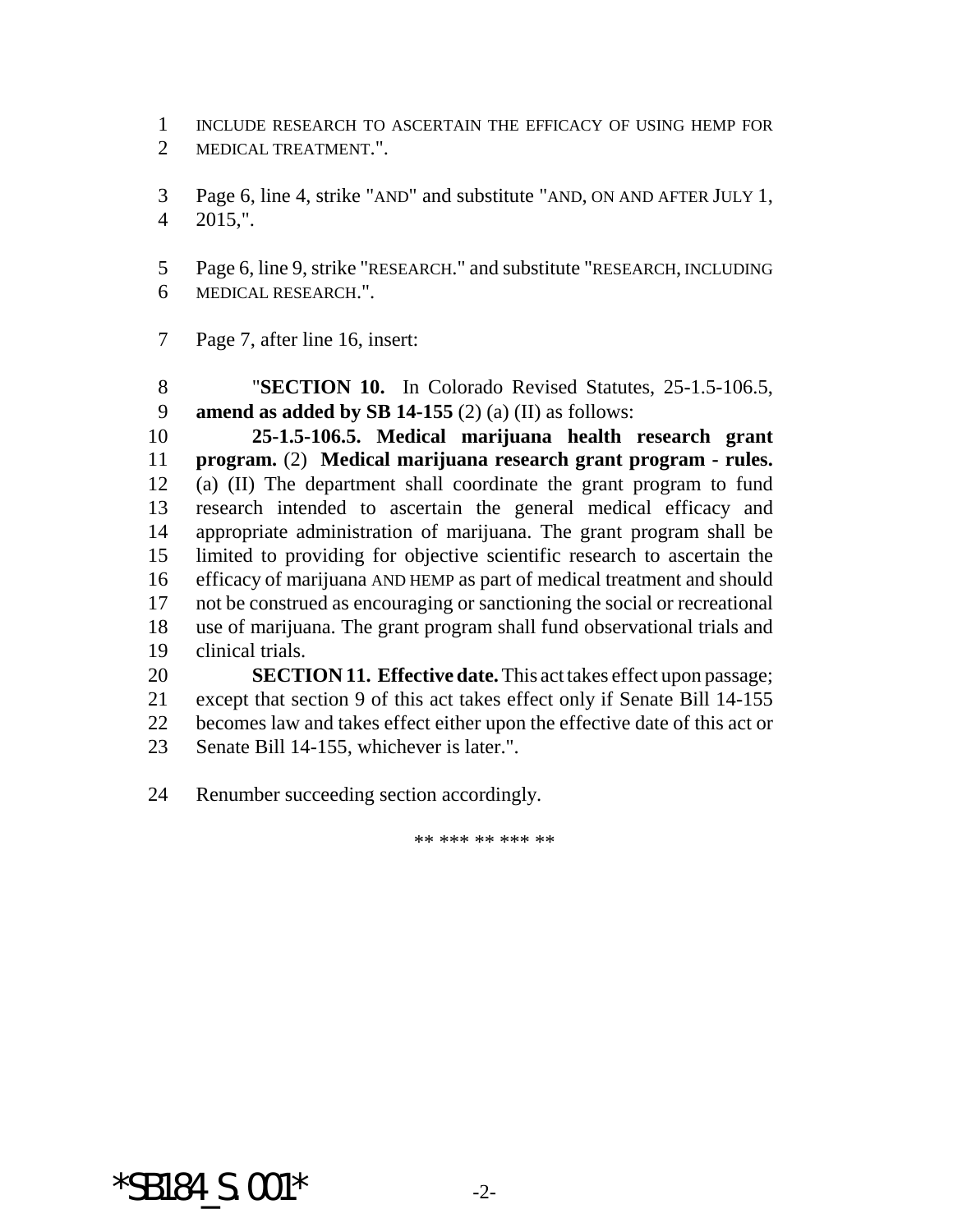INCLUDE RESEARCH TO ASCERTAIN THE EFFICACY OF USING HEMP FOR MEDICAL TREATMENT.".

Page 6, line 4, strike "AND" and substitute "AND, ON AND AFTER JULY 1, 2015,".

Page 6, line 9, strike "RESEARCH." and substitute "RESEARCH, INCLUDING MEDICAL RESEARCH.".

Page 7, after line 16, insert:

"**SECTION 10.** In Colorado Revised Statutes, 25-1.5-106.5, **amend as added by SB 14-155** (2) (a) (II) as follows:

**25-1.5-106.5. Medical marijuana health research grant program.** (2) **Medical marijuana research grant program - rules.** (a) (II) The department shall coordinate the grant program to fund research intended to ascertain the general medical efficacy and appropriate administration of marijuana. The grant program shall be limited to providing for objective scientific research to ascertain the efficacy of marijuana AND HEMP as part of medical treatment and should not be construed as encouraging or sanctioning the social or recreational use of marijuana. The grant program shall fund observational trials and clinical trials.

**SECTION 11. Effective date.** This act takes effect upon passage; except that section 9 of this act takes effect only if Senate Bill 14-155 becomes law and takes effect either upon the effective date of this act or Senate Bill 14-155, whichever is later.".

Renumber succeeding section accordingly.

** *** ** *** **

*SB184_S.001*